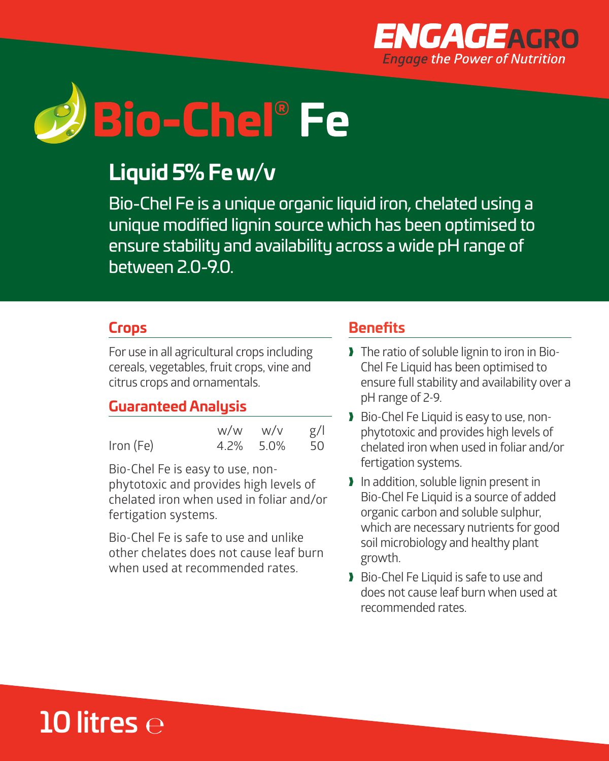ENGAGE AGRO

*Engage the Power of Nutrition*

# Bio-Chel® Fe

## Liquid 5% Fe w/v

Bio-Chel Fe is a unique organic liquid iron, chelated using a unique modified lignin source which has been optimised to ensure stability and availability across a wide pH range of between 2.0-9.0.

### Crops

For use in all agricultural crops including cereals, vegetables, fruit crops, vine and citrus crops and ornamentals.

### Guaranteed Analysis

| | w/w | w/v | g/l |
|---|---|---|---|
| Iron (Fe) | 4.2% | 5.0% | 50 |

Bio-Chel Fe is easy to use, non-phytotoxic and provides high levels of chelated iron when used in foliar and/or fertigation systems.

Bio-Chel Fe is safe to use and unlike other chelates does not cause leaf burn when used at recommended rates.

### Benefits

- The ratio of soluble lignin to iron in Bio-Chel Fe Liquid has been optimised to ensure full stability and availability over a pH range of 2-9.
- Bio-Chel Fe Liquid is easy to use, non-phytotoxic and provides high levels of chelated iron when used in foliar and/or fertigation systems.
- In addition, soluble lignin present in Bio-Chel Fe Liquid is a source of added organic carbon and soluble sulphur, which are necessary nutrients for good soil microbiology and healthy plant growth.
- Bio-Chel Fe Liquid is safe to use and does not cause leaf burn when used at recommended rates.

10 litres ℮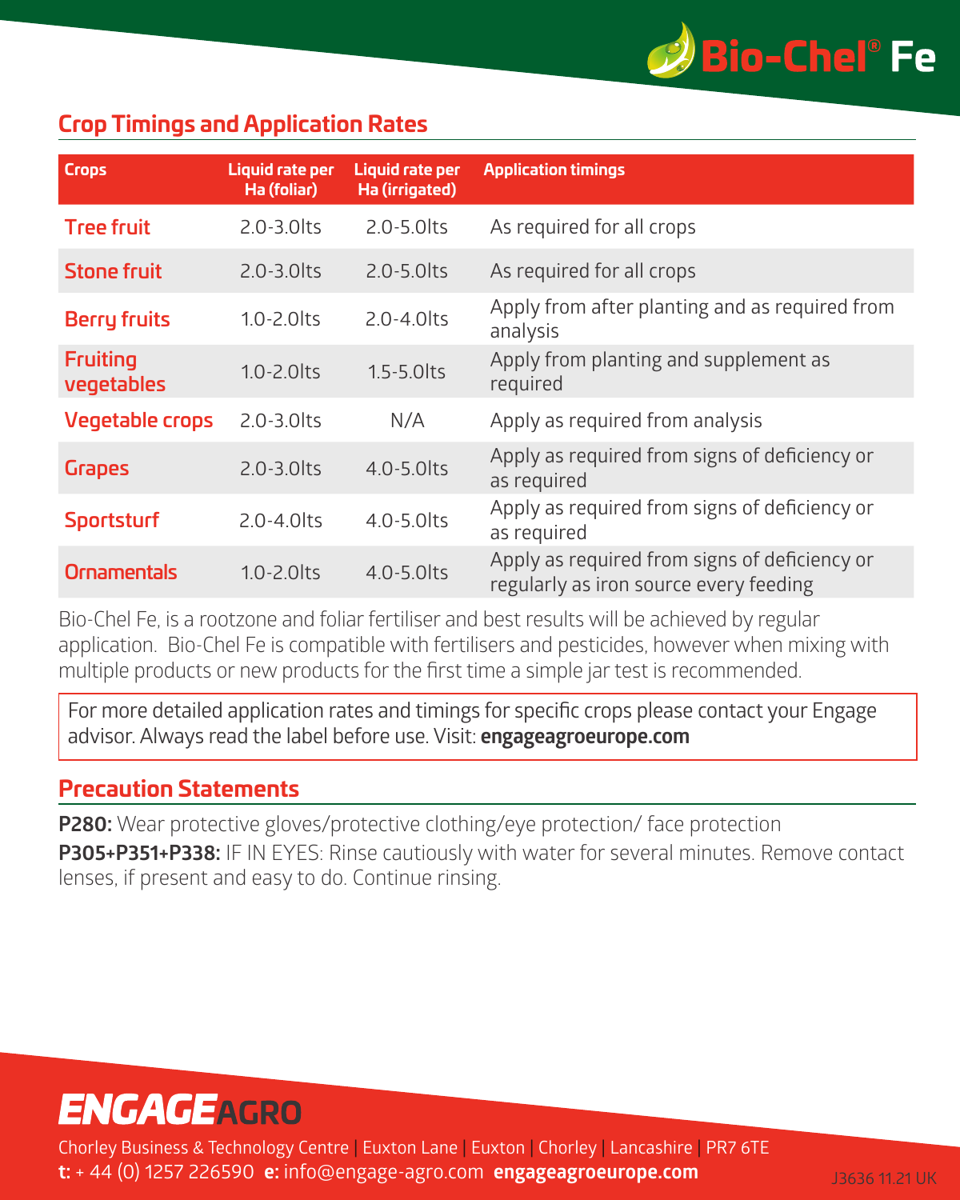Bio-Chel® Fe

## Crop Timings and Application Rates

| Crops | Liquid rate per Ha (foliar) | Liquid rate per Ha (irrigated) | Application timings |
|---|---|---|---|
| Tree fruit | 2.0-3.0lts | 2.0-5.0lts | As required for all crops |
| Stone fruit | 2.0-3.0lts | 2.0-5.0lts | As required for all crops |
| Berry fruits | 1.0-2.0lts | 2.0-4.0lts | Apply from after planting and as required from analysis |
| Fruiting vegetables | 1.0-2.0lts | 1.5-5.0lts | Apply from planting and supplement as required |
| Vegetable crops | 2.0-3.0lts | N/A | Apply as required from analysis |
| Grapes | 2.0-3.0lts | 4.0-5.0lts | Apply as required from signs of deficiency or as required |
| Sportsturf | 2.0-4.0lts | 4.0-5.0lts | Apply as required from signs of deficiency or as required |
| Ornamentals | 1.0-2.0lts | 4.0-5.0lts | Apply as required from signs of deficiency or regularly as iron source every feeding |

Bio-Chel Fe, is a rootzone and foliar fertiliser and best results will be achieved by regular application. Bio-Chel Fe is compatible with fertilisers and pesticides, however when mixing with multiple products or new products for the first time a simple jar test is recommended.

For more detailed application rates and timings for specific crops please contact your Engage advisor. Always read the label before use. Visit: **engageagroeurope.com**

## Precaution Statements

**P280:** Wear protective gloves/protective clothing/eye protection/ face protection

**P305+P351+P338:** IF IN EYES: Rinse cautiously with water for several minutes. Remove contact lenses, if present and easy to do. Continue rinsing.

ENGAGEAGRO

Chorley Business & Technology Centre | Euxton Lane | Euxton | Chorley | Lancashire | PR7 6TE

**t:** + 44 (0) 1257 226590 **e:** info@engage-agro.com **engageagroeurope.com**

J3636 11.21 UK